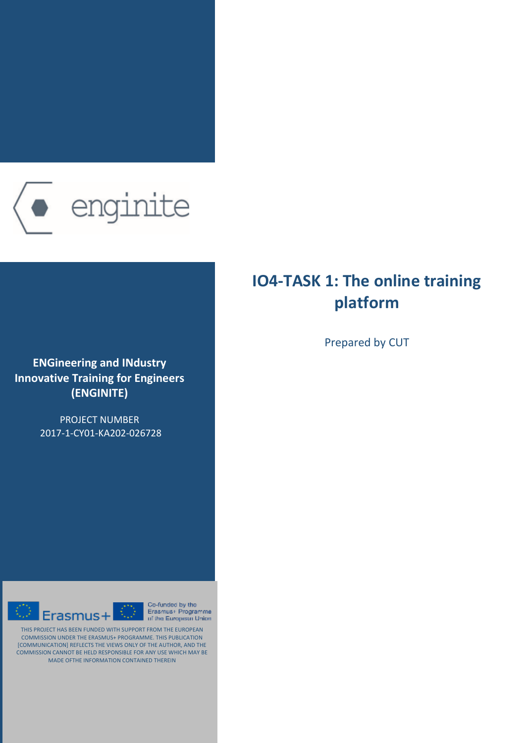enginite

# IO4-TASK 1: The online training platform

Prepared by CUT

**ENGineering and INdustry Innovative Training for Engineers (ENGINITE)**

PROJECT NUMBER
2017-1-CY01-KA202-026728

Erasmus+

Co-funded by the Erasmus+ Programme of the European Union

THIS PROJECT HAS BEEN FUNDED WITH SUPPORT FROM THE EUROPEAN COMMISSION UNDER THE ERASMUS+ PROGRAMME. THIS PUBLICATION [COMMUNICATION] REFLECTS THE VIEWS ONLY OF THE AUTHOR, AND THE COMMISSION CANNOT BE HELD RESPONSIBLE FOR ANY USE WHICH MAY BE MADE OFTHE INFORMATION CONTAINED THEREIN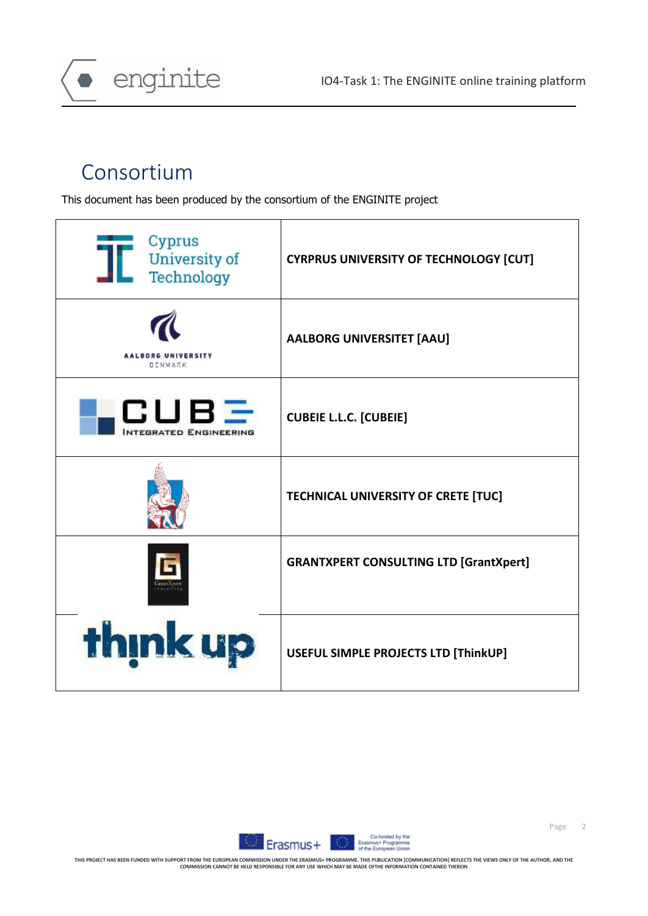# Consortium

This document has been produced by the consortium of the ENGINITE project

| | |
|---|---|
| Cyprus University of Technology | **CYRPRUS UNIVERSITY OF TECHNOLOGY [CUT]** |
| AALBORG UNIVERSITY DENMARK | **AALBORG UNIVERSITET [AAU]** |
| CUBE INTEGRATED ENGINEERING | **CUBEIE L.L.C. [CUBEIE]** |
| | **TECHNICAL UNIVERSITY OF CRETE [TUC]** |
| GrantXpert consulting | **GRANTXPERT CONSULTING LTD [GrantXpert]** |
| think up | **USEFUL SIMPLE PROJECTS LTD [ThinkUP]** |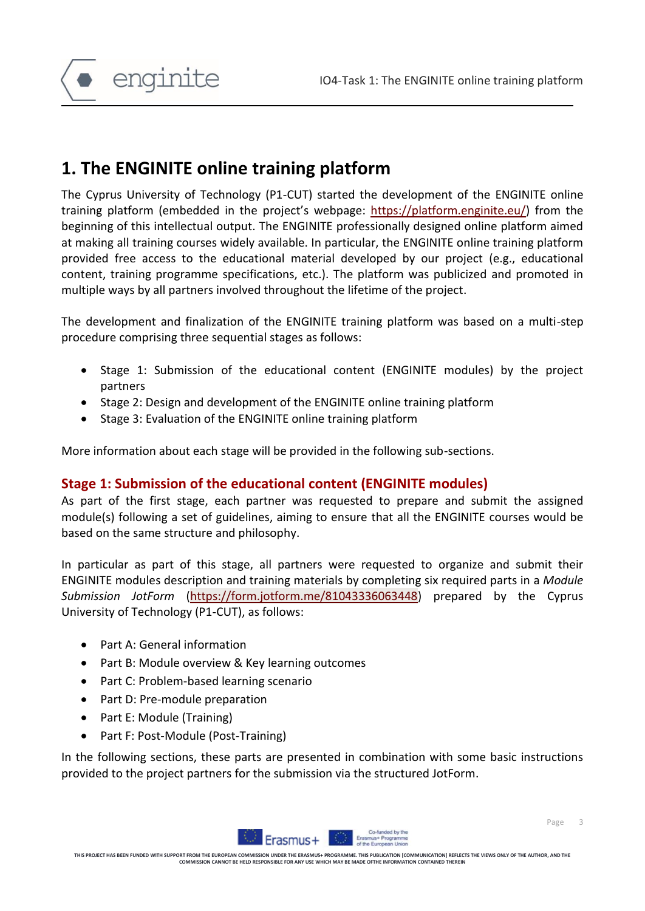# 1. The ENGINITE online training platform

The Cyprus University of Technology (P1-CUT) started the development of the ENGINITE online training platform (embedded in the project's webpage: https://platform.enginite.eu/) from the beginning of this intellectual output. The ENGINITE professionally designed online platform aimed at making all training courses widely available. In particular, the ENGINITE online training platform provided free access to the educational material developed by our project (e.g., educational content, training programme specifications, etc.). The platform was publicized and promoted in multiple ways by all partners involved throughout the lifetime of the project.

The development and finalization of the ENGINITE training platform was based on a multi-step procedure comprising three sequential stages as follows:

- Stage 1: Submission of the educational content (ENGINITE modules) by the project partners
- Stage 2: Design and development of the ENGINITE online training platform
- Stage 3: Evaluation of the ENGINITE online training platform

More information about each stage will be provided in the following sub-sections.

## Stage 1: Submission of the educational content (ENGINITE modules)

As part of the first stage, each partner was requested to prepare and submit the assigned module(s) following a set of guidelines, aiming to ensure that all the ENGINITE courses would be based on the same structure and philosophy.

In particular as part of this stage, all partners were requested to organize and submit their ENGINITE modules description and training materials by completing six required parts in a *Module Submission JotForm* (https://form.jotform.me/81043336063448) prepared by the Cyprus University of Technology (P1-CUT), as follows:

- Part A: General information
- Part B: Module overview & Key learning outcomes
- Part C: Problem-based learning scenario
- Part D: Pre-module preparation
- Part E: Module (Training)
- Part F: Post-Module (Post-Training)

In the following sections, these parts are presented in combination with some basic instructions provided to the project partners for the submission via the structured JotForm.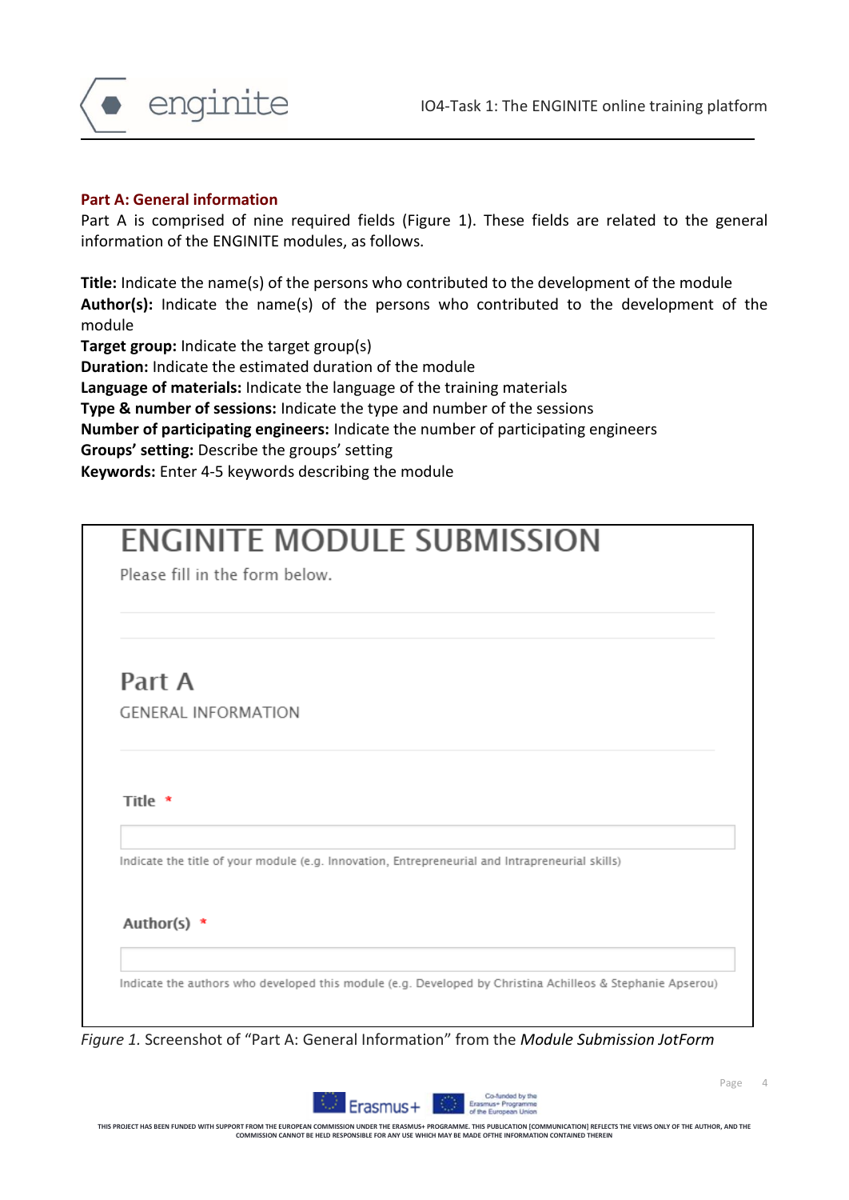### Part A: General information

Part A is comprised of nine required fields (Figure 1). These fields are related to the general information of the ENGINITE modules, as follows.

**Title:** Indicate the name(s) of the persons who contributed to the development of the module
**Author(s):** Indicate the name(s) of the persons who contributed to the development of the module
**Target group:** Indicate the target group(s)
**Duration:** Indicate the estimated duration of the module
**Language of materials:** Indicate the language of the training materials
**Type & number of sessions:** Indicate the type and number of the sessions
**Number of participating engineers:** Indicate the number of participating engineers
**Groups' setting:** Describe the groups' setting
**Keywords:** Enter 4-5 keywords describing the module

ENGINITE MODULE SUBMISSION

Please fill in the form below.

Part A

GENERAL INFORMATION

Title *

Indicate the title of your module (e.g. Innovation, Entrepreneurial and Intrapreneurial skills)

Author(s) *

Indicate the authors who developed this module (e.g. Developed by Christina Achilleos & Stephanie Apserou)

*Figure 1.* Screenshot of "Part A: General Information" from the *Module Submission JotForm*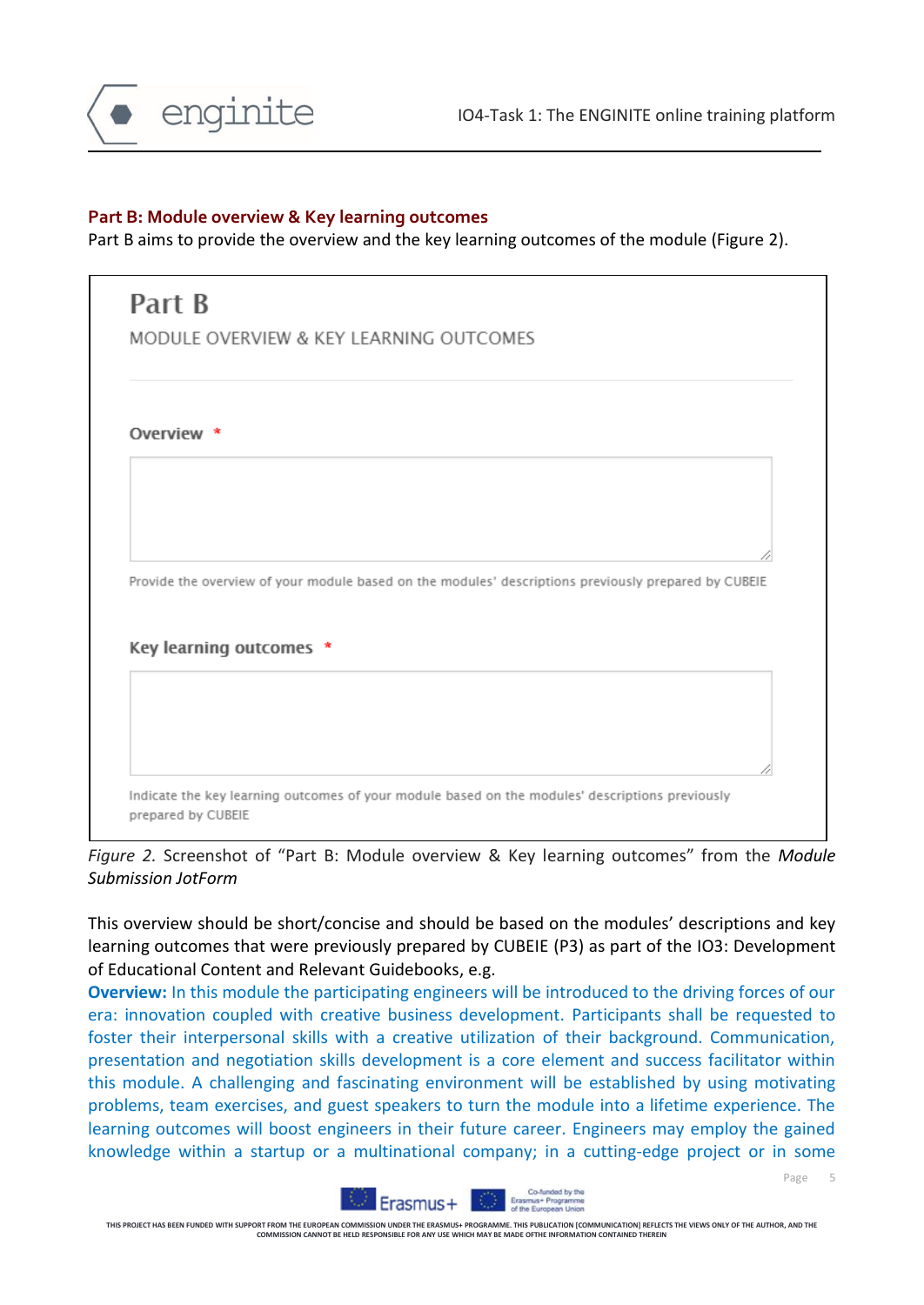**Part B: Module overview & Key learning outcomes**

Part B aims to provide the overview and the key learning outcomes of the module (Figure 2).

Part B

MODULE OVERVIEW & KEY LEARNING OUTCOMES

Overview *

Provide the overview of your module based on the modules' descriptions previously prepared by CUBEIE

Key learning outcomes *

Indicate the key learning outcomes of your module based on the modules' descriptions previously prepared by CUBEIE

*Figure 2.* Screenshot of "Part B: Module overview & Key learning outcomes" from the *Module Submission JotForm*

This overview should be short/concise and should be based on the modules' descriptions and key learning outcomes that were previously prepared by CUBEIE (P3) as part of the IO3: Development of Educational Content and Relevant Guidebooks, e.g.

**Overview:** In this module the participating engineers will be introduced to the driving forces of our era: innovation coupled with creative business development. Participants shall be requested to foster their interpersonal skills with a creative utilization of their background. Communication, presentation and negotiation skills development is a core element and success facilitator within this module. A challenging and fascinating environment will be established by using motivating problems, team exercises, and guest speakers to turn the module into a lifetime experience. The learning outcomes will boost engineers in their future career. Engineers may employ the gained knowledge within a startup or a multinational company; in a cutting-edge project or in some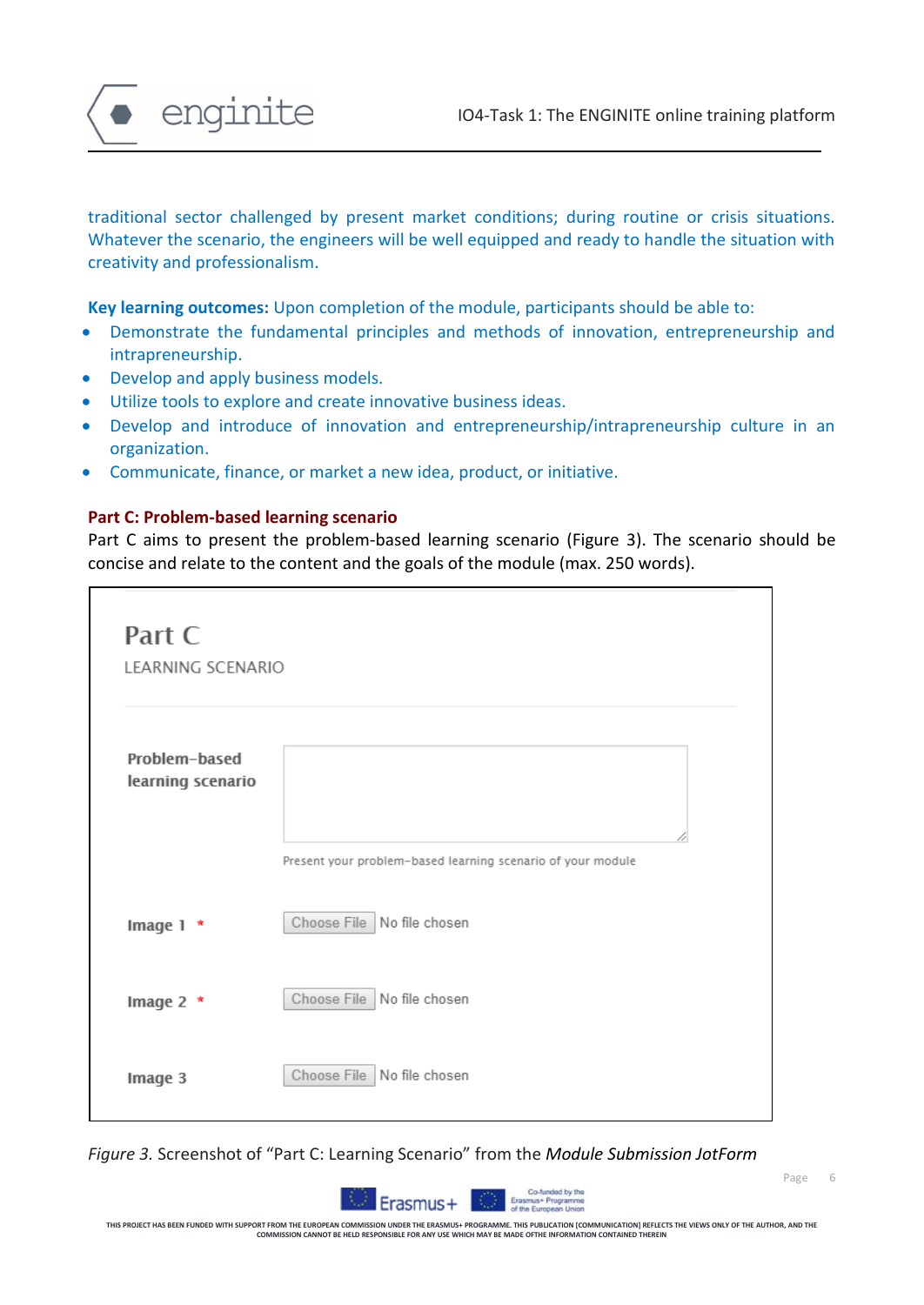traditional sector challenged by present market conditions; during routine or crisis situations. Whatever the scenario, the engineers will be well equipped and ready to handle the situation with creativity and professionalism.

**Key learning outcomes:** Upon completion of the module, participants should be able to:

- Demonstrate the fundamental principles and methods of innovation, entrepreneurship and intrapreneurship.
- Develop and apply business models.
- Utilize tools to explore and create innovative business ideas.
- Develop and introduce of innovation and entrepreneurship/intrapreneurship culture in an organization.
- Communicate, finance, or market a new idea, product, or initiative.

**Part C: Problem-based learning scenario**

Part C aims to present the problem-based learning scenario (Figure 3). The scenario should be concise and relate to the content and the goals of the module (max. 250 words).

Part C

LEARNING SCENARIO

**Problem-based learning scenario**

Present your problem-based learning scenario of your module

**Image 1** *

Choose File No file chosen

**Image 2** *

Choose File No file chosen

**Image 3**

Choose File No file chosen

*Figure 3.* Screenshot of "Part C: Learning Scenario" from the *Module Submission JotForm*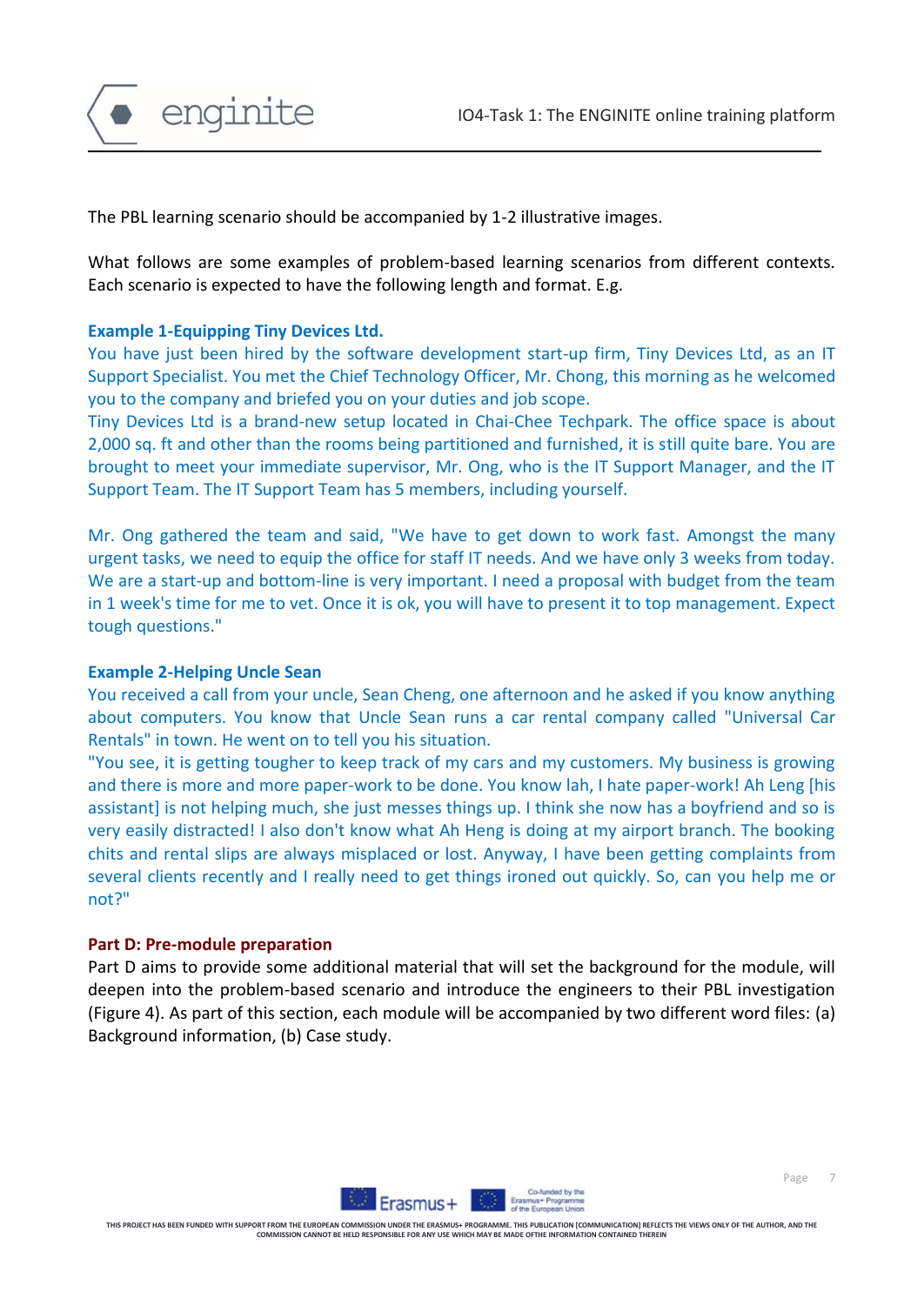The PBL learning scenario should be accompanied by 1-2 illustrative images.

What follows are some examples of problem-based learning scenarios from different contexts. Each scenario is expected to have the following length and format. E.g.

**Example 1-Equipping Tiny Devices Ltd.**

You have just been hired by the software development start-up firm, Tiny Devices Ltd, as an IT Support Specialist. You met the Chief Technology Officer, Mr. Chong, this morning as he welcomed you to the company and briefed you on your duties and job scope.

Tiny Devices Ltd is a brand-new setup located in Chai-Chee Techpark. The office space is about 2,000 sq. ft and other than the rooms being partitioned and furnished, it is still quite bare. You are brought to meet your immediate supervisor, Mr. Ong, who is the IT Support Manager, and the IT Support Team. The IT Support Team has 5 members, including yourself.

Mr. Ong gathered the team and said, "We have to get down to work fast. Amongst the many urgent tasks, we need to equip the office for staff IT needs. And we have only 3 weeks from today. We are a start-up and bottom-line is very important. I need a proposal with budget from the team in 1 week's time for me to vet. Once it is ok, you will have to present it to top management. Expect tough questions."

**Example 2-Helping Uncle Sean**

You received a call from your uncle, Sean Cheng, one afternoon and he asked if you know anything about computers. You know that Uncle Sean runs a car rental company called "Universal Car Rentals" in town. He went on to tell you his situation.

"You see, it is getting tougher to keep track of my cars and my customers. My business is growing and there is more and more paper-work to be done. You know lah, I hate paper-work! Ah Leng [his assistant] is not helping much, she just messes things up. I think she now has a boyfriend and so is very easily distracted! I also don't know what Ah Heng is doing at my airport branch. The booking chits and rental slips are always misplaced or lost. Anyway, I have been getting complaints from several clients recently and I really need to get things ironed out quickly. So, can you help me or not?"

**Part D: Pre-module preparation**

Part D aims to provide some additional material that will set the background for the module, will deepen into the problem-based scenario and introduce the engineers to their PBL investigation (Figure 4). As part of this section, each module will be accompanied by two different word files: (a) Background information, (b) Case study.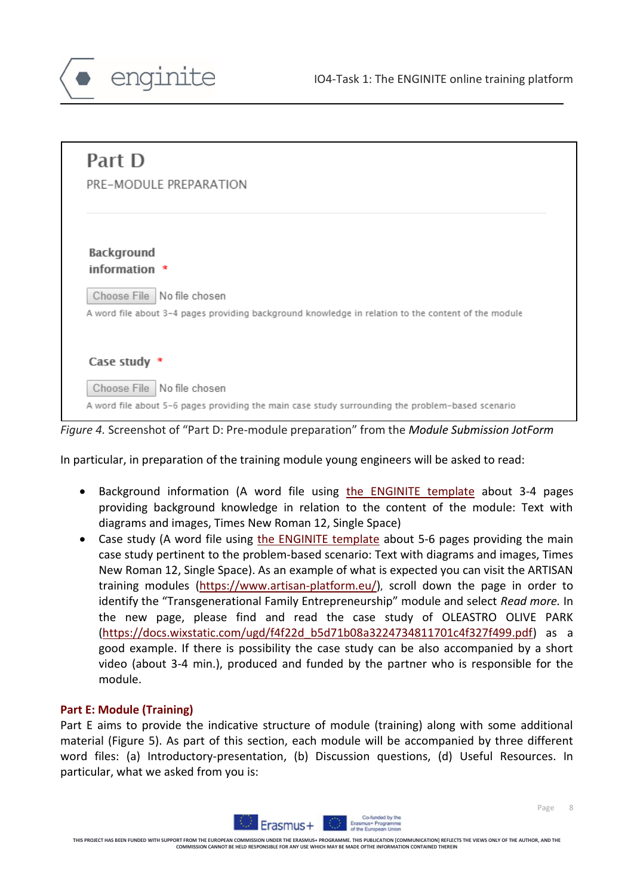Part D

PRE-MODULE PREPARATION

Background information *

Choose File No file chosen

A word file about 3-4 pages providing background knowledge in relation to the content of the module

Case study *

Choose File No file chosen

A word file about 5-6 pages providing the main case study surrounding the problem-based scenario

*Figure 4.* Screenshot of "Part D: Pre-module preparation" from the *Module Submission JotForm*

In particular, in preparation of the training module young engineers will be asked to read:

- Background information (A word file using the ENGINITE template about 3-4 pages providing background knowledge in relation to the content of the module: Text with diagrams and images, Times New Roman 12, Single Space)
- Case study (A word file using the ENGINITE template about 5-6 pages providing the main case study pertinent to the problem-based scenario: Text with diagrams and images, Times New Roman 12, Single Space). As an example of what is expected you can visit the ARTISAN training modules (https://www.artisan-platform.eu/), scroll down the page in order to identify the "Transgenerational Family Entrepreneurship" module and select *Read more.* In the new page, please find and read the case study of OLEASTRO OLIVE PARK (https://docs.wixstatic.com/ugd/f4f22d_b5d71b08a3224734811701c4f327f499.pdf) as a good example. If there is possibility the case study can be also accompanied by a short video (about 3-4 min.), produced and funded by the partner who is responsible for the module.

**Part E: Module (Training)**

Part E aims to provide the indicative structure of module (training) along with some additional material (Figure 5). As part of this section, each module will be accompanied by three different word files: (a) Introductory-presentation, (b) Discussion questions, (d) Useful Resources. In particular, what we asked from you is: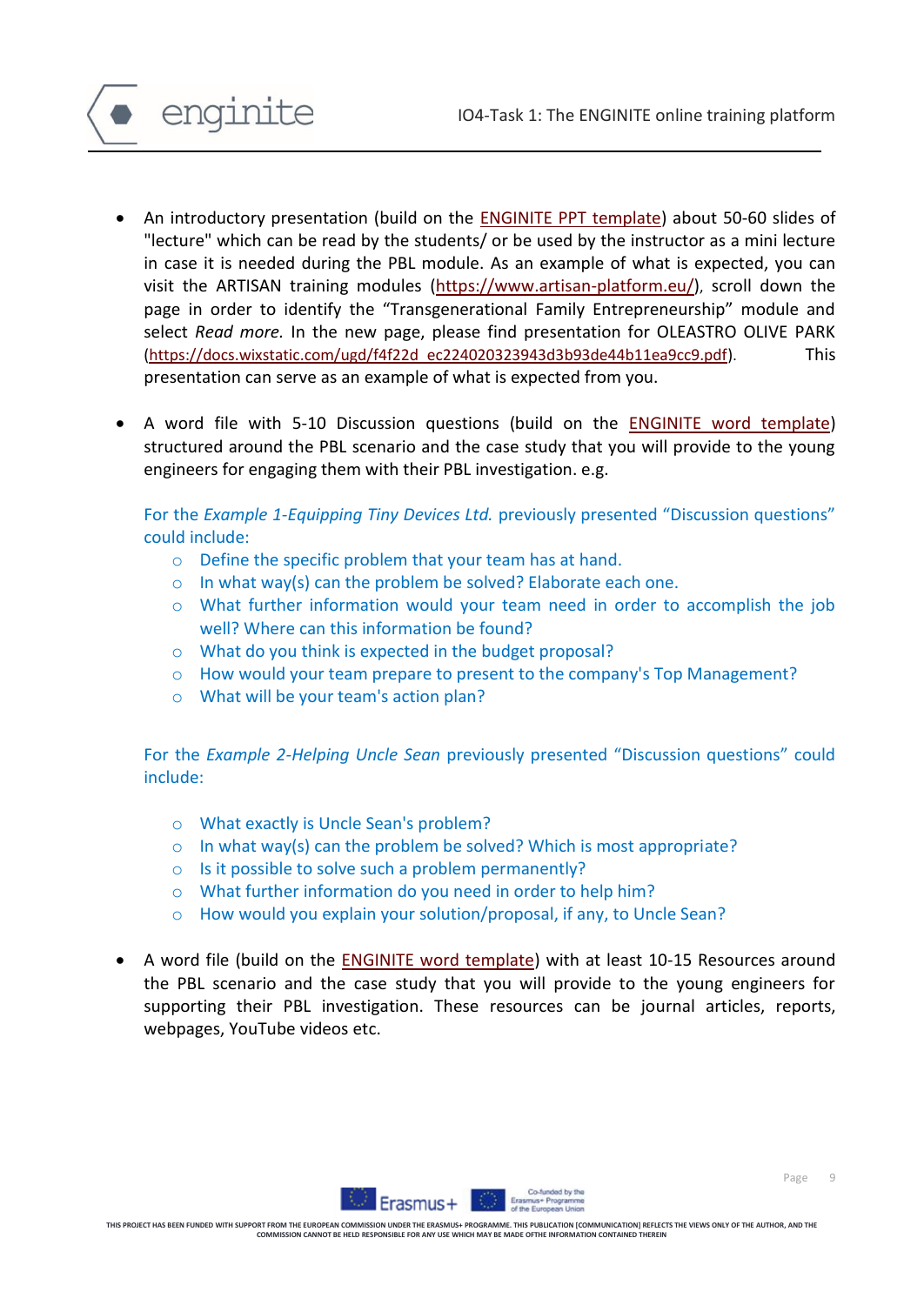- An introductory presentation (build on the ENGINITE PPT template) about 50-60 slides of "lecture" which can be read by the students/ or be used by the instructor as a mini lecture in case it is needed during the PBL module. As an example of what is expected, you can visit the ARTISAN training modules (https://www.artisan-platform.eu/), scroll down the page in order to identify the "Transgenerational Family Entrepreneurship" module and select *Read more.* In the new page, please find presentation for OLEASTRO OLIVE PARK (https://docs.wixstatic.com/ugd/f4f22d_ec224020323943d3b93de44b11ea9cc9.pdf). This presentation can serve as an example of what is expected from you.

- A word file with 5-10 Discussion questions (build on the ENGINITE word template) structured around the PBL scenario and the case study that you will provide to the young engineers for engaging them with their PBL investigation. e.g.

  For the *Example 1-Equipping Tiny Devices Ltd.* previously presented "Discussion questions" could include:
  - Define the specific problem that your team has at hand.
  - In what way(s) can the problem be solved? Elaborate each one.
  - What further information would your team need in order to accomplish the job well? Where can this information be found?
  - What do you think is expected in the budget proposal?
  - How would your team prepare to present to the company's Top Management?
  - What will be your team's action plan?

  For the *Example 2-Helping Uncle Sean* previously presented "Discussion questions" could include:

  - What exactly is Uncle Sean's problem?
  - In what way(s) can the problem be solved? Which is most appropriate?
  - Is it possible to solve such a problem permanently?
  - What further information do you need in order to help him?
  - How would you explain your solution/proposal, if any, to Uncle Sean?

- A word file (build on the ENGINITE word template) with at least 10-15 Resources around the PBL scenario and the case study that you will provide to the young engineers for supporting their PBL investigation. These resources can be journal articles, reports, webpages, YouTube videos etc.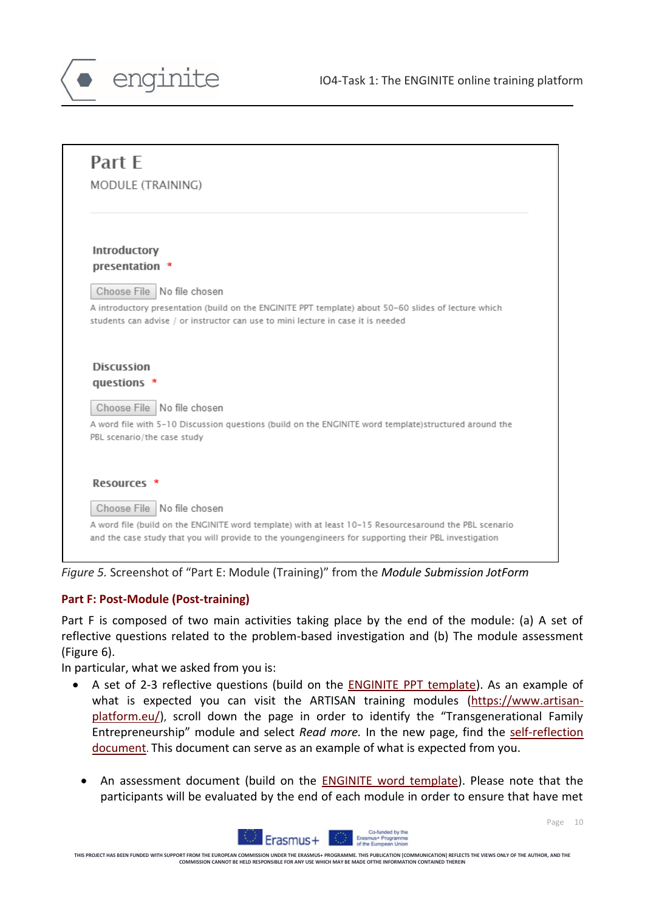Part E

MODULE (TRAINING)

**Introductory presentation** *

Choose File No file chosen

A introductory presentation (build on the ENGINITE PPT template) about 50-60 slides of lecture which students can advise / or instructor can use to mini lecture in case it is needed

**Discussion questions** *

Choose File No file chosen

A word file with 5-10 Discussion questions (build on the ENGINITE word template)structured around the PBL scenario/the case study

**Resources** *

Choose File No file chosen

A word file (build on the ENGINITE word template) with at least 10-15 Resourcesaround the PBL scenario and the case study that you will provide to the youngengineers for supporting their PBL investigation

*Figure 5.* Screenshot of "Part E: Module (Training)" from the *Module Submission JotForm*

**Part F: Post-Module (Post-training)**

Part F is composed of two main activities taking place by the end of the module: (a) A set of reflective questions related to the problem-based investigation and (b) The module assessment (Figure 6).

In particular, what we asked from you is:

- A set of 2-3 reflective questions (build on the ENGINITE PPT template). As an example of what is expected you can visit the ARTISAN training modules (https://www.artisan-platform.eu/), scroll down the page in order to identify the "Transgenerational Family Entrepreneurship" module and select *Read more.* In the new page, find the self-reflection document. This document can serve as an example of what is expected from you.

- An assessment document (build on the ENGINITE word template). Please note that the participants will be evaluated by the end of each module in order to ensure that have met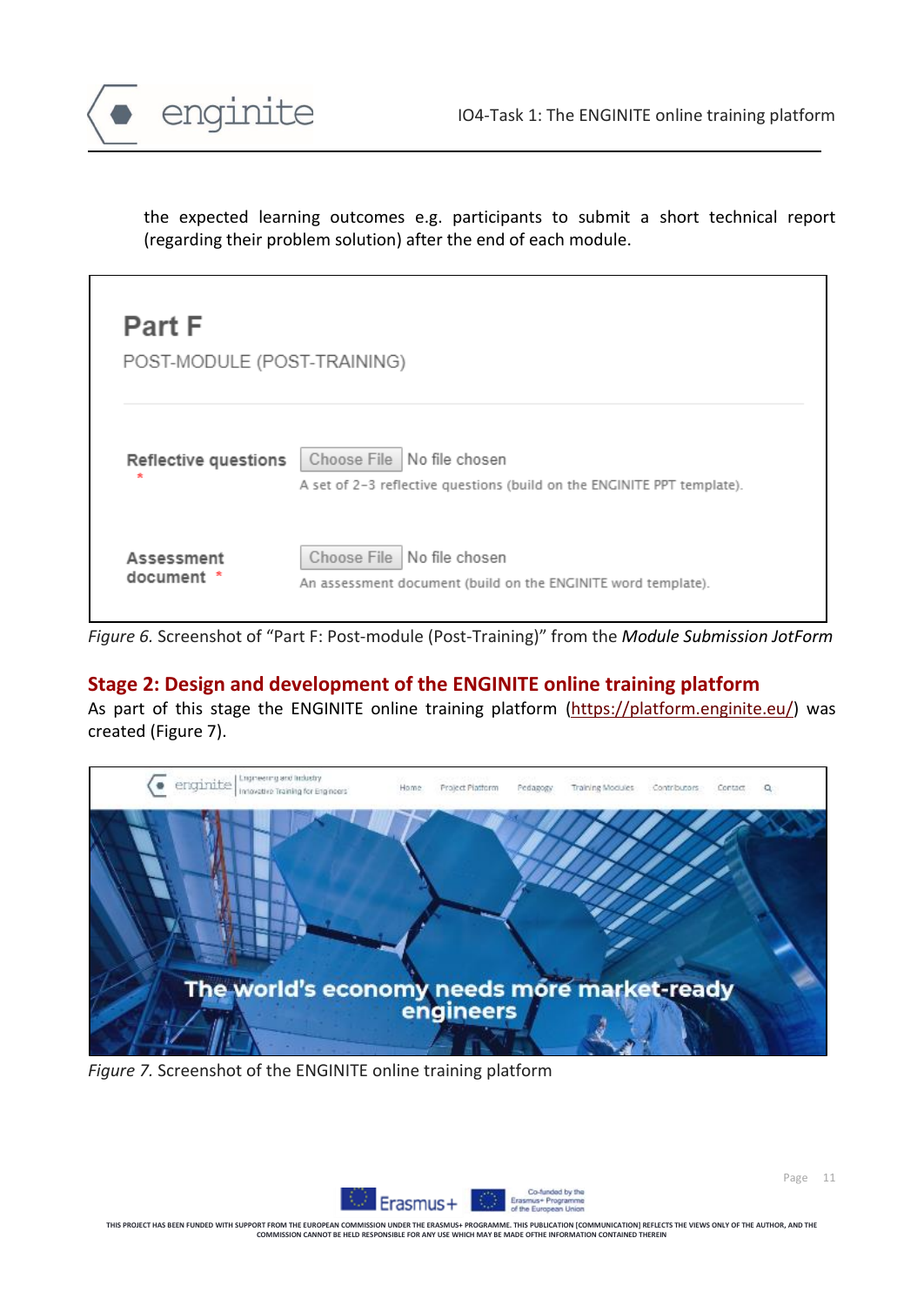the expected learning outcomes e.g. participants to submit a short technical report (regarding their problem solution) after the end of each module.

**Part F**

POST-MODULE (POST-TRAINING)

Reflective questions * — Choose File No file chosen
A set of 2-3 reflective questions (build on the ENGINITE PPT template).

Assessment document * — Choose File No file chosen
An assessment document (build on the ENGINITE word template).

*Figure 6.* Screenshot of "Part F: Post-module (Post-Training)" from the *Module Submission JotForm*

## Stage 2: Design and development of the ENGINITE online training platform

As part of this stage the ENGINITE online training platform (https://platform.enginite.eu/) was created (Figure 7).

*Figure 7.* Screenshot of the ENGINITE online training platform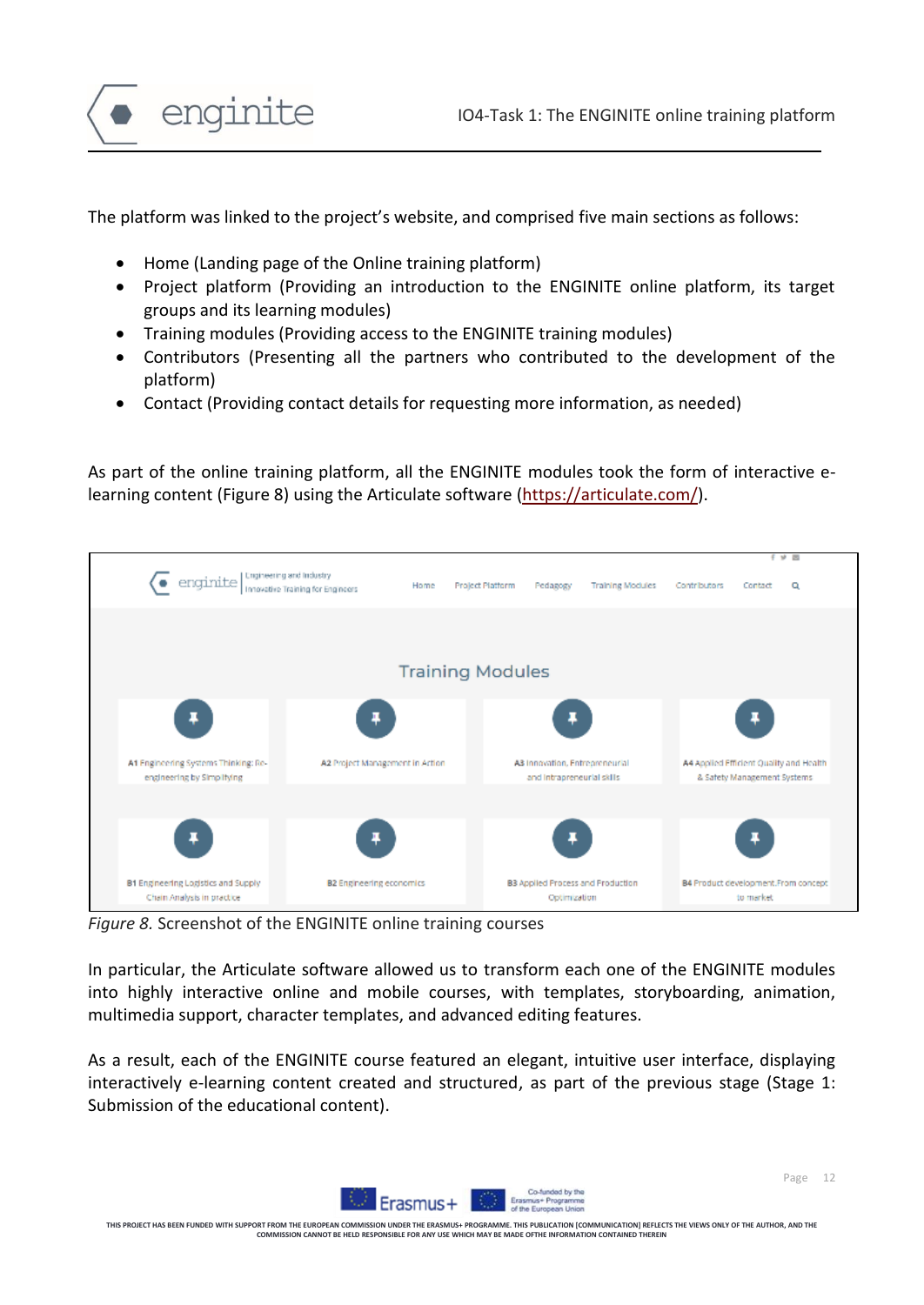The platform was linked to the project's website, and comprised five main sections as follows:

- Home (Landing page of the Online training platform)
- Project platform (Providing an introduction to the ENGINITE online platform, its target groups and its learning modules)
- Training modules (Providing access to the ENGINITE training modules)
- Contributors (Presenting all the partners who contributed to the development of the platform)
- Contact (Providing contact details for requesting more information, as needed)

As part of the online training platform, all the ENGINITE modules took the form of interactive e-learning content (Figure 8) using the Articulate software (https://articulate.com/).

*Figure 8.* Screenshot of the ENGINITE online training courses

In particular, the Articulate software allowed us to transform each one of the ENGINITE modules into highly interactive online and mobile courses, with templates, storyboarding, animation, multimedia support, character templates, and advanced editing features.

As a result, each of the ENGINITE course featured an elegant, intuitive user interface, displaying interactively e-learning content created and structured, as part of the previous stage (Stage 1: Submission of the educational content).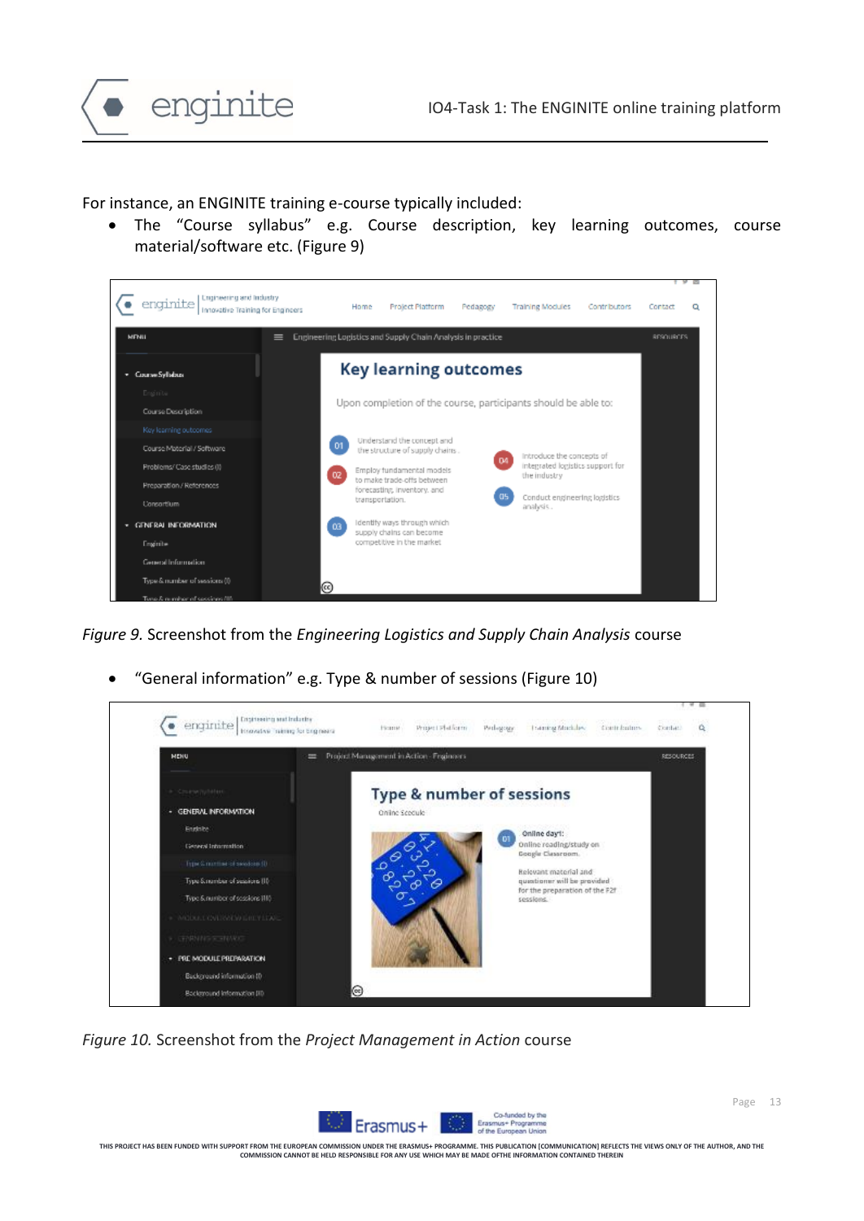For instance, an ENGINITE training e-course typically included:

- The "Course syllabus" e.g. Course description, key learning outcomes, course material/software etc. (Figure 9)

*Figure 9.* Screenshot from the *Engineering Logistics and Supply Chain Analysis* course

- "General information" e.g. Type & number of sessions (Figure 10)

*Figure 10.* Screenshot from the *Project Management in Action* course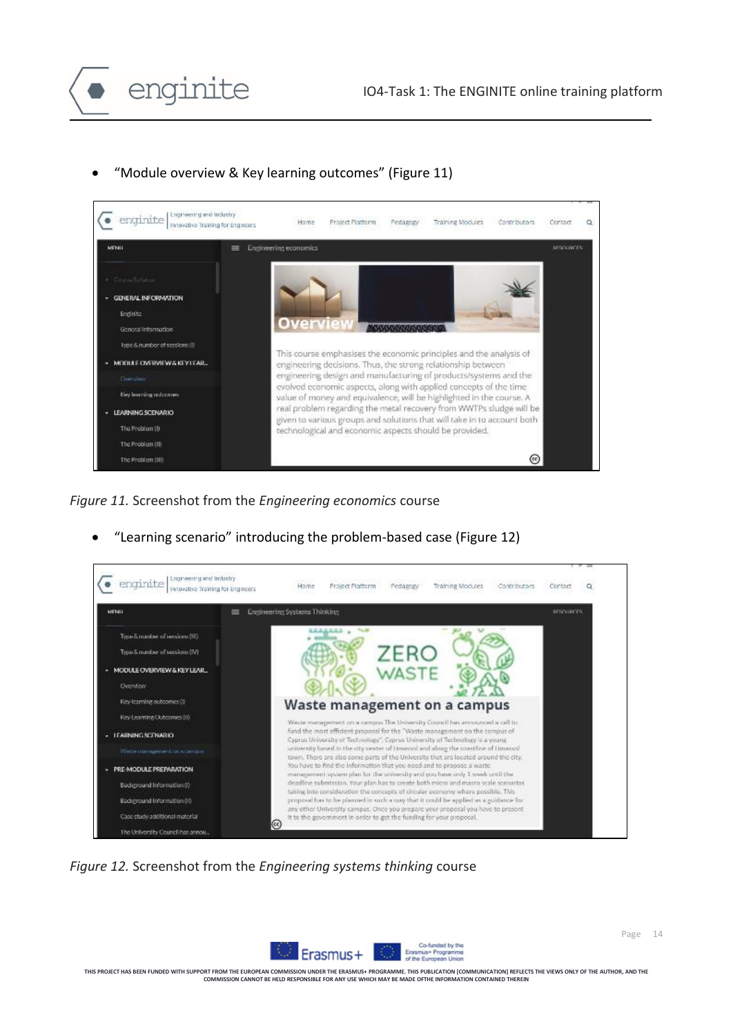- "Module overview & Key learning outcomes" (Figure 11)

*Figure 11.* Screenshot from the *Engineering economics* course

- "Learning scenario" introducing the problem-based case (Figure 12)

*Figure 12.* Screenshot from the *Engineering systems thinking* course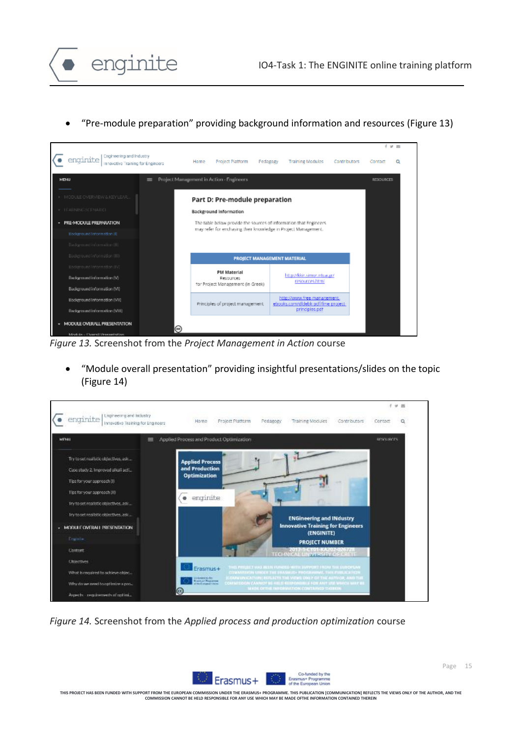- “Pre-module preparation” providing background information and resources (Figure 13)

*Figure 13.* Screenshot from the *Project Management in Action* course

- “Module overall presentation” providing insightful presentations/slides on the topic (Figure 14)

*Figure 14.* Screenshot from the *Applied process and production optimization* course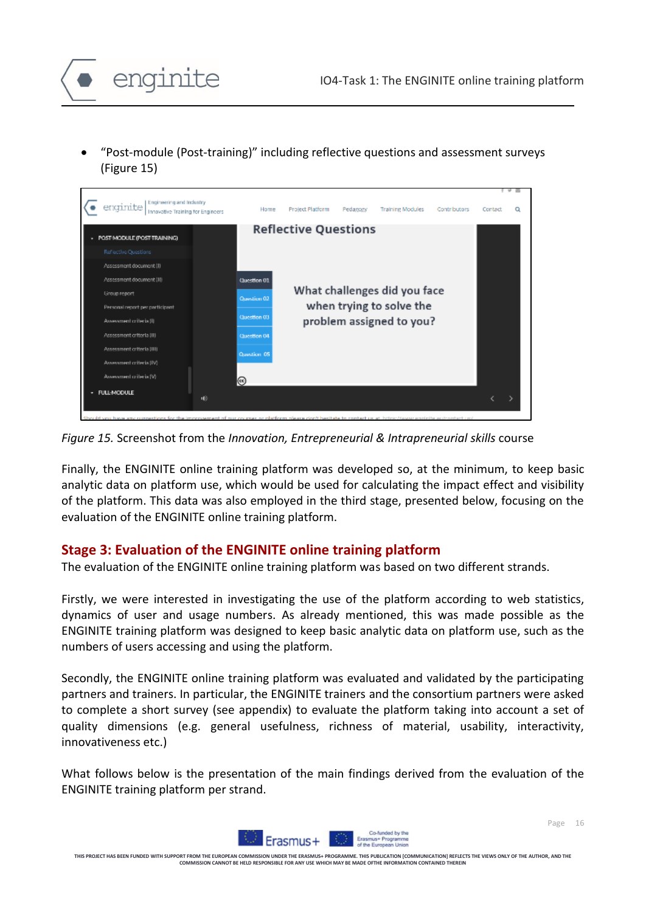- "Post-module (Post-training)" including reflective questions and assessment surveys (Figure 15)

*Figure 15.* Screenshot from the *Innovation, Entrepreneurial & Intrapreneurial skills* course

Finally, the ENGINITE online training platform was developed so, at the minimum, to keep basic analytic data on platform use, which would be used for calculating the impact effect and visibility of the platform. This data was also employed in the third stage, presented below, focusing on the evaluation of the ENGINITE online training platform.

## Stage 3: Evaluation of the ENGINITE online training platform

The evaluation of the ENGINITE online training platform was based on two different strands.

Firstly, we were interested in investigating the use of the platform according to web statistics, dynamics of user and usage numbers. As already mentioned, this was made possible as the ENGINITE training platform was designed to keep basic analytic data on platform use, such as the numbers of users accessing and using the platform.

Secondly, the ENGINITE online training platform was evaluated and validated by the participating partners and trainers. In particular, the ENGINITE trainers and the consortium partners were asked to complete a short survey (see appendix) to evaluate the platform taking into account a set of quality dimensions (e.g. general usefulness, richness of material, usability, interactivity, innovativeness etc.)

What follows below is the presentation of the main findings derived from the evaluation of the ENGINITE training platform per strand.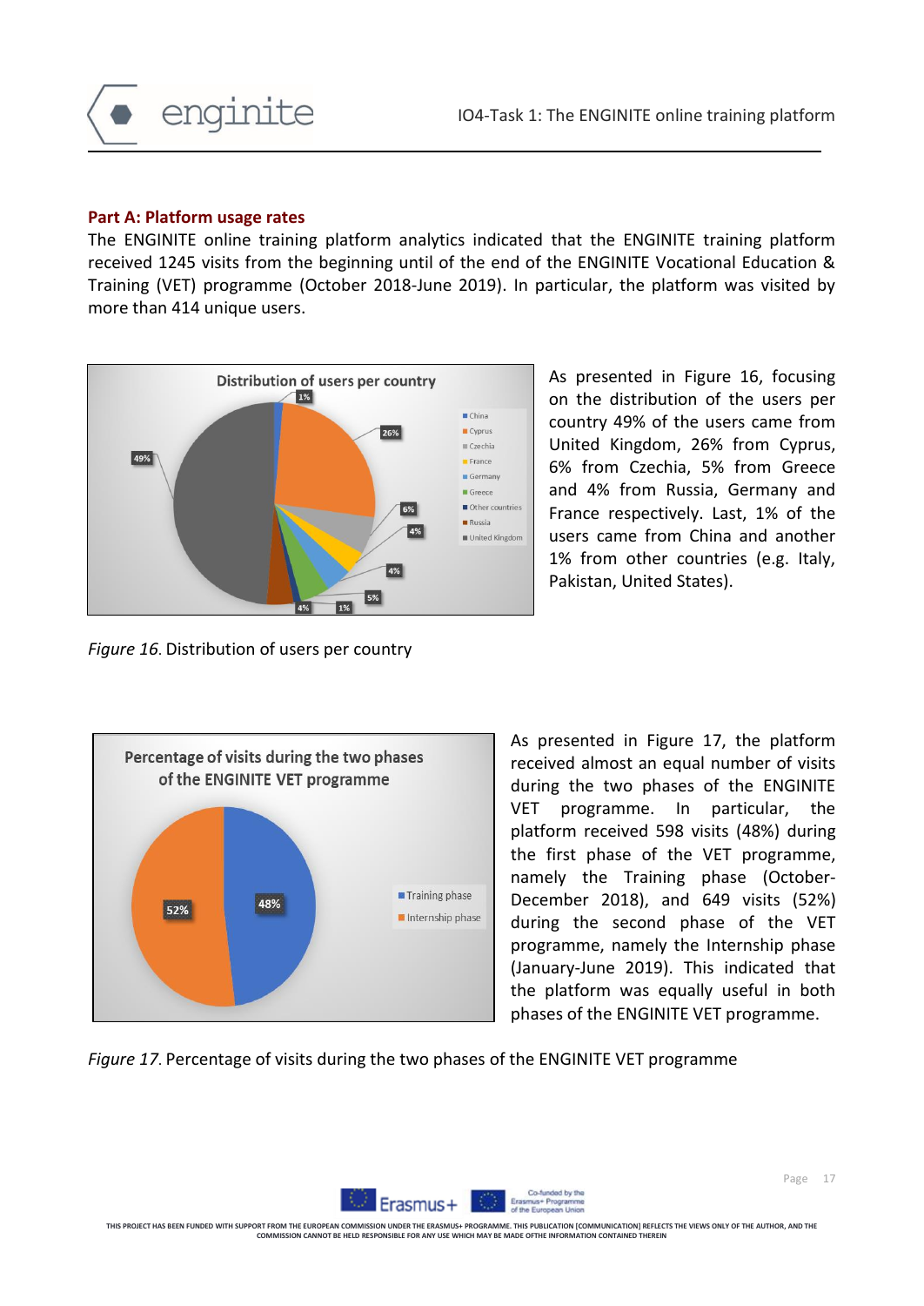**Part A: Platform usage rates**

The ENGINITE online training platform analytics indicated that the ENGINITE training platform received 1245 visits from the beginning until of the end of the ENGINITE Vocational Education & Training (VET) programme (October 2018-June 2019). In particular, the platform was visited by more than 414 unique users.

As presented in Figure 16, focusing on the distribution of the users per country 49% of the users came from United Kingdom, 26% from Cyprus, 6% from Czechia, 5% from Greece and 4% from Russia, Germany and France respectively. Last, 1% of the users came from China and another 1% from other countries (e.g. Italy, Pakistan, United States).

*Figure 16.* Distribution of users per country

As presented in Figure 17, the platform received almost an equal number of visits during the two phases of the ENGINITE VET programme. In particular, the platform received 598 visits (48%) during the first phase of the VET programme, namely the Training phase (October-December 2018), and 649 visits (52%) during the second phase of the VET programme, namely the Internship phase (January-June 2019). This indicated that the platform was equally useful in both phases of the ENGINITE VET programme.

*Figure 17.* Percentage of visits during the two phases of the ENGINITE VET programme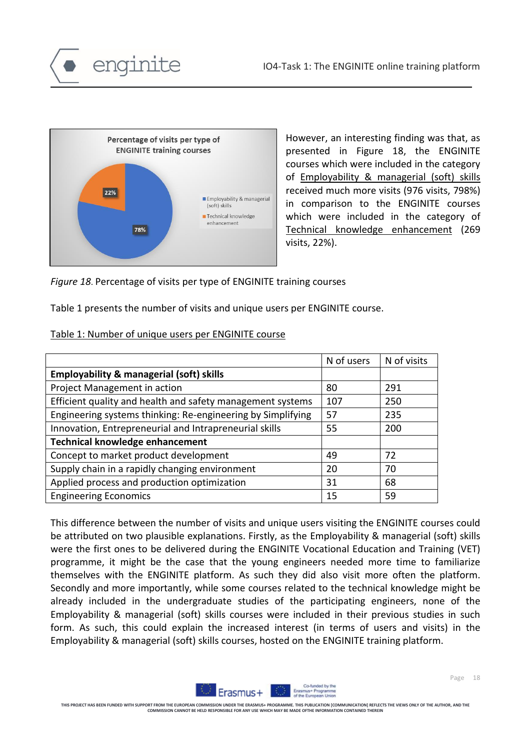However, an interesting finding was that, as presented in Figure 18, the ENGINITE courses which were included in the category of Employability & managerial (soft) skills received much more visits (976 visits, 798%) in comparison to the ENGINITE courses which were included in the category of Technical knowledge enhancement (269 visits, 22%).

*Figure 18.* Percentage of visits per type of ENGINITE training courses

Table 1 presents the number of visits and unique users per ENGINITE course.

Table 1: Number of unique users per ENGINITE course

| | N of users | N of visits |
|---|---|---|
| **Employability & managerial (soft) skills** | | |
| Project Management in action | 80 | 291 |
| Efficient quality and health and safety management systems | 107 | 250 |
| Engineering systems thinking: Re-engineering by Simplifying | 57 | 235 |
| Innovation, Entrepreneurial and Intrapreneurial skills | 55 | 200 |
| **Technical knowledge enhancement** | | |
| Concept to market product development | 49 | 72 |
| Supply chain in a rapidly changing environment | 20 | 70 |
| Applied process and production optimization | 31 | 68 |
| Engineering Economics | 15 | 59 |

This difference between the number of visits and unique users visiting the ENGINITE courses could be attributed on two plausible explanations. Firstly, as the Employability & managerial (soft) skills were the first ones to be delivered during the ENGINITE Vocational Education and Training (VET) programme, it might be the case that the young engineers needed more time to familiarize themselves with the ENGINITE platform. As such they did also visit more often the platform. Secondly and more importantly, while some courses related to the technical knowledge might be already included in the undergraduate studies of the participating engineers, none of the Employability & managerial (soft) skills courses were included in their previous studies in such form. As such, this could explain the increased interest (in terms of users and visits) in the Employability & managerial (soft) skills courses, hosted on the ENGINITE training platform.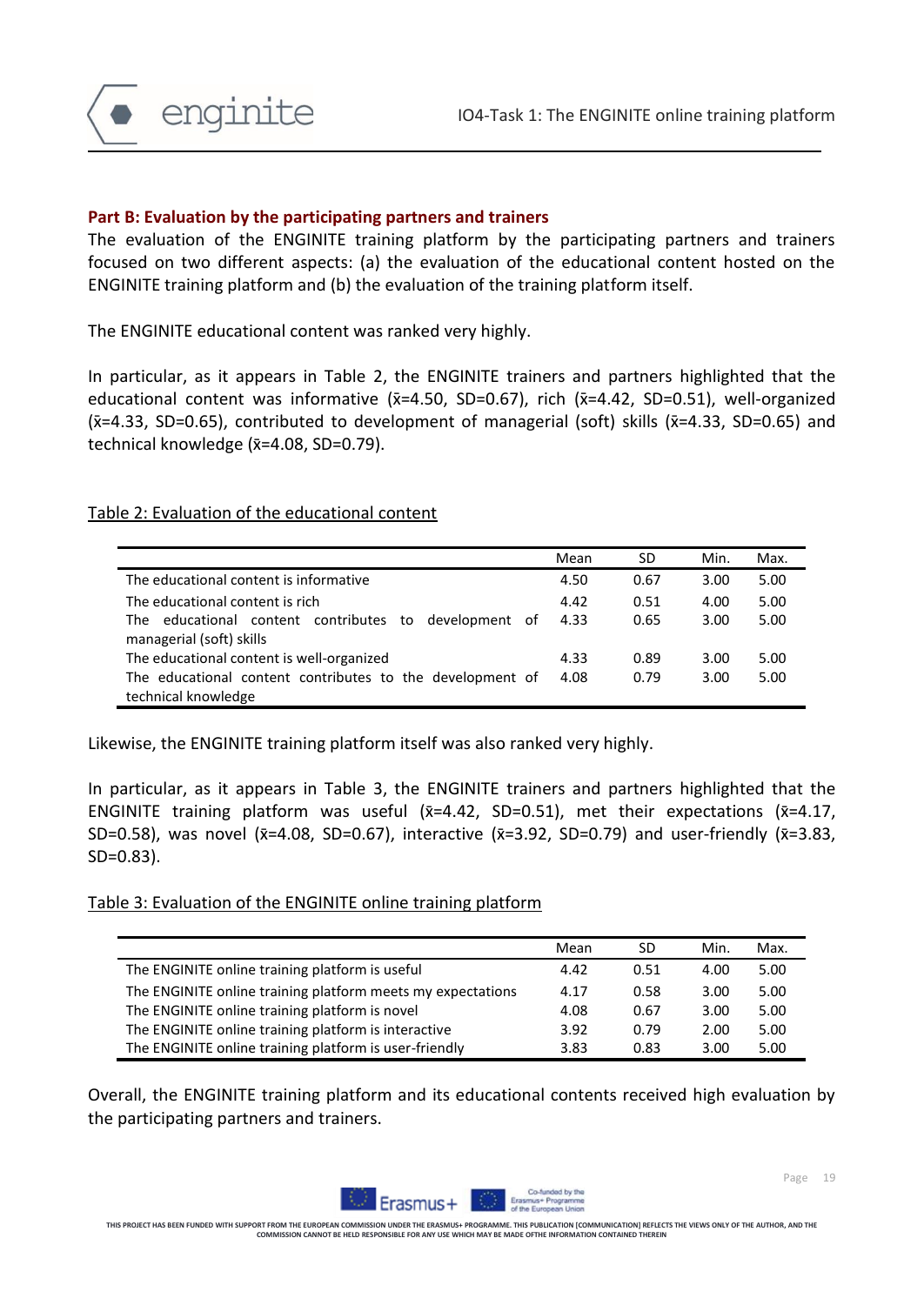**Part B: Evaluation by the participating partners and trainers**

The evaluation of the ENGINITE training platform by the participating partners and trainers focused on two different aspects: (a) the evaluation of the educational content hosted on the ENGINITE training platform and (b) the evaluation of the training platform itself.

The ENGINITE educational content was ranked very highly.

In particular, as it appears in Table 2, the ENGINITE trainers and partners highlighted that the educational content was informative ($\bar{x}$=4.50, SD=0.67), rich ($\bar{x}$=4.42, SD=0.51), well-organized ($\bar{x}$=4.33, SD=0.65), contributed to development of managerial (soft) skills ($\bar{x}$=4.33, SD=0.65) and technical knowledge ($\bar{x}$=4.08, SD=0.79).

Table 2: Evaluation of the educational content

| | Mean | SD | Min. | Max. |
|---|---|---|---|---|
| The educational content is informative | 4.50 | 0.67 | 3.00 | 5.00 |
| The educational content is rich | 4.42 | 0.51 | 4.00 | 5.00 |
| The educational content contributes to development of managerial (soft) skills | 4.33 | 0.65 | 3.00 | 5.00 |
| The educational content is well-organized | 4.33 | 0.89 | 3.00 | 5.00 |
| The educational content contributes to the development of technical knowledge | 4.08 | 0.79 | 3.00 | 5.00 |

Likewise, the ENGINITE training platform itself was also ranked very highly.

In particular, as it appears in Table 3, the ENGINITE trainers and partners highlighted that the ENGINITE training platform was useful ($\bar{x}$=4.42, SD=0.51), met their expectations ($\bar{x}$=4.17, SD=0.58), was novel ($\bar{x}$=4.08, SD=0.67), interactive ($\bar{x}$=3.92, SD=0.79) and user-friendly ($\bar{x}$=3.83, SD=0.83).

Table 3: Evaluation of the ENGINITE online training platform

| | Mean | SD | Min. | Max. |
|---|---|---|---|---|
| The ENGINITE online training platform is useful | 4.42 | 0.51 | 4.00 | 5.00 |
| The ENGINITE online training platform meets my expectations | 4.17 | 0.58 | 3.00 | 5.00 |
| The ENGINITE online training platform is novel | 4.08 | 0.67 | 3.00 | 5.00 |
| The ENGINITE online training platform is interactive | 3.92 | 0.79 | 2.00 | 5.00 |
| The ENGINITE online training platform is user-friendly | 3.83 | 0.83 | 3.00 | 5.00 |

Overall, the ENGINITE training platform and its educational contents received high evaluation by the participating partners and trainers.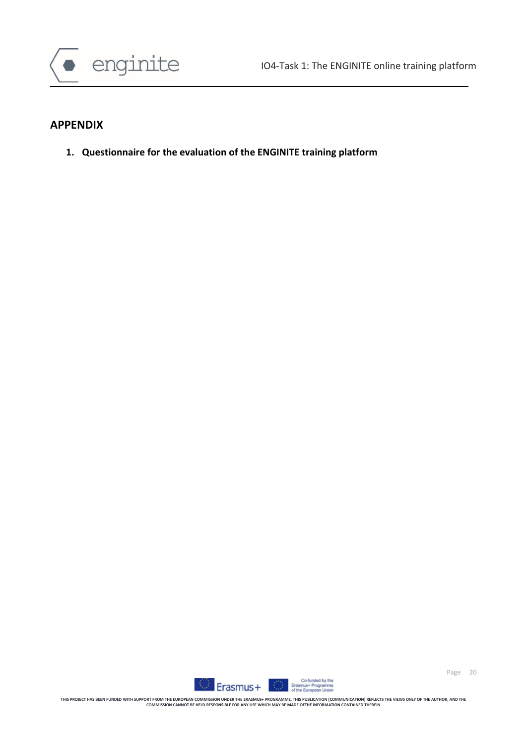## APPENDIX

1. **Questionnaire for the evaluation of the ENGINITE training platform**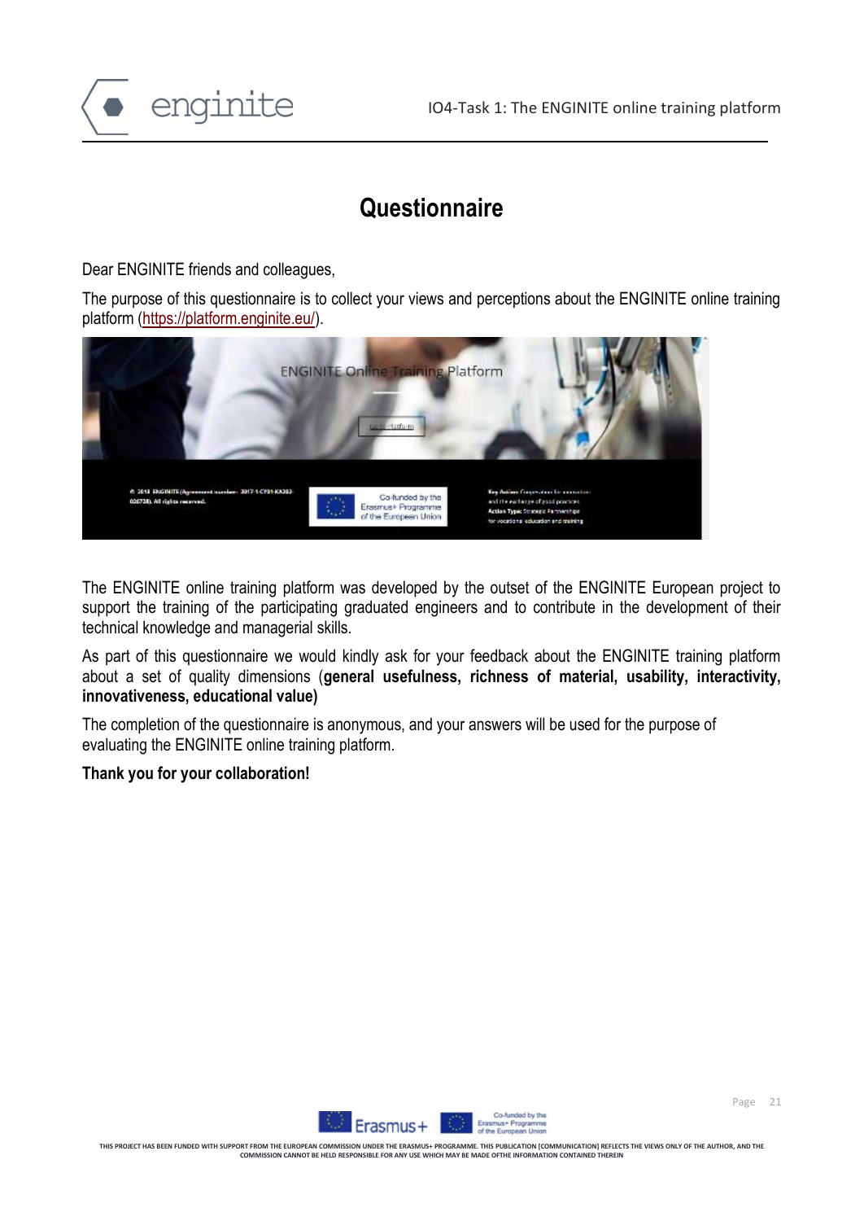# Questionnaire

Dear ENGINITE friends and colleagues,

The purpose of this questionnaire is to collect your views and perceptions about the ENGINITE online training platform (https://platform.enginite.eu/).

The ENGINITE online training platform was developed by the outset of the ENGINITE European project to support the training of the participating graduated engineers and to contribute in the development of their technical knowledge and managerial skills.

As part of this questionnaire we would kindly ask for your feedback about the ENGINITE training platform about a set of quality dimensions (**general usefulness, richness of material, usability, interactivity, innovativeness, educational value)**

The completion of the questionnaire is anonymous, and your answers will be used for the purpose of evaluating the ENGINITE online training platform.

**Thank you for your collaboration!**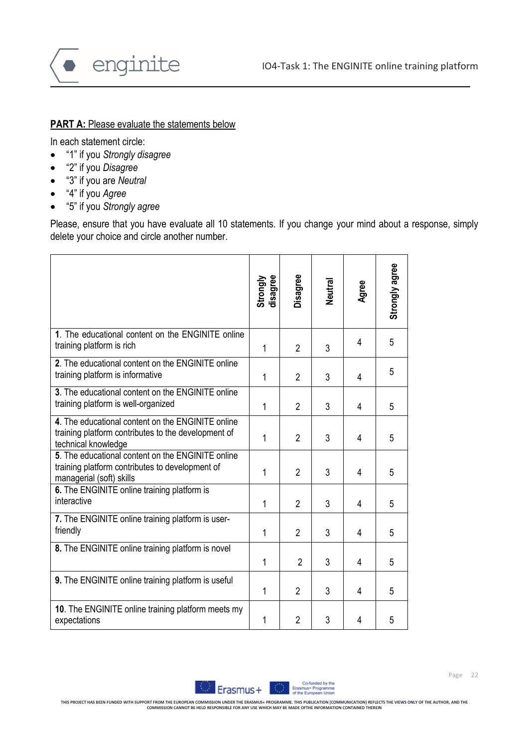**PART A:** Please evaluate the statements below

In each statement circle:

- "1" if you *Strongly disagree*
- "2" if you *Disagree*
- "3" if you are *Neutral*
- "4" if you *Agree*
- "5" if you *Strongly agree*

Please, ensure that you have evaluate all 10 statements. If you change your mind about a response, simply delete your choice and circle another number.

| | Strongly disagree | Disagree | Neutral | Agree | Strongly agree |
|---|---|---|---|---|---|
| **1**. The educational content on the ENGINITE online training platform is rich | 1 | 2 | 3 | 4 | 5 |
| **2**. The educational content on the ENGINITE online training platform is informative | 1 | 2 | 3 | 4 | 5 |
| **3**. The educational content on the ENGINITE online training platform is well-organized | 1 | 2 | 3 | 4 | 5 |
| **4**. The educational content on the ENGINITE online training platform contributes to the development of technical knowledge | 1 | 2 | 3 | 4 | 5 |
| **5**. The educational content on the ENGINITE online training platform contributes to development of managerial (soft) skills | 1 | 2 | 3 | 4 | 5 |
| **6.** The ENGINITE online training platform is interactive | 1 | 2 | 3 | 4 | 5 |
| **7.** The ENGINITE online training platform is user-friendly | 1 | 2 | 3 | 4 | 5 |
| **8.** The ENGINITE online training platform is novel | 1 | 2 | 3 | 4 | 5 |
| **9.** The ENGINITE online training platform is useful | 1 | 2 | 3 | 4 | 5 |
| **10**. The ENGINITE online training platform meets my expectations | 1 | 2 | 3 | 4 | 5 |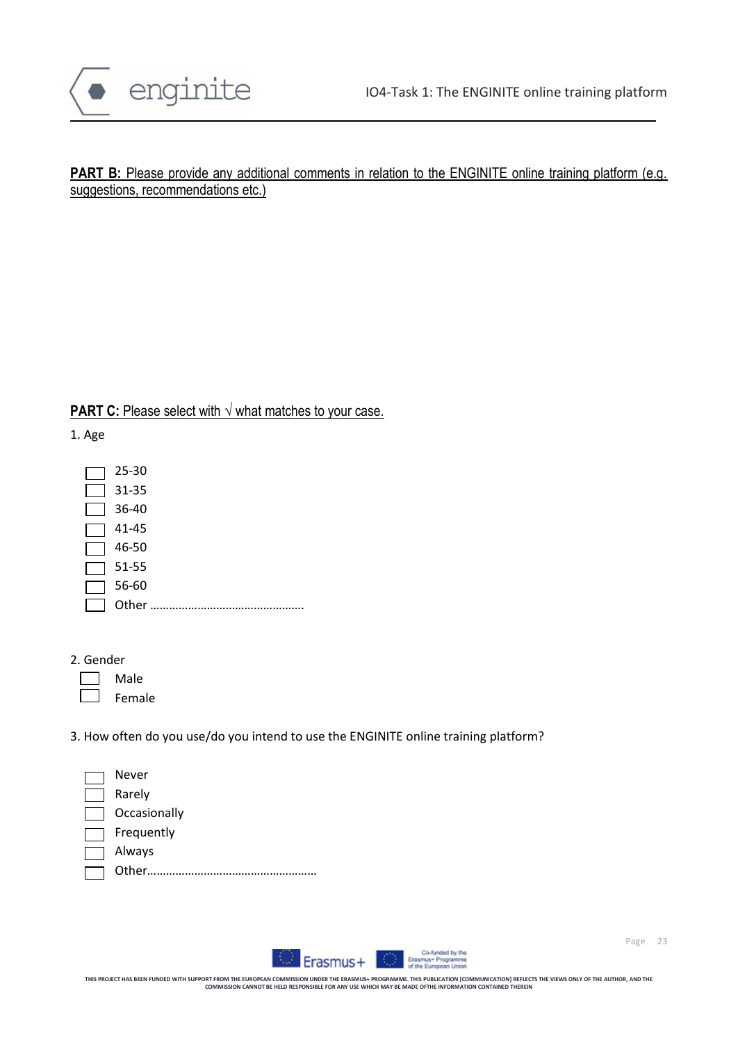**PART B:** Please provide any additional comments in relation to the ENGINITE online training platform (e.g. suggestions, recommendations etc.)

**PART C:** Please select with √ what matches to your case.

1. Age

- ☐ 25-30
- ☐ 31-35
- ☐ 36-40
- ☐ 41-45
- ☐ 46-50
- ☐ 51-55
- ☐ 56-60
- ☐ Other ……………………………………………

2. Gender

- ☐ Male
- ☐ Female

3. How often do you use/do you intend to use the ENGINITE online training platform?

- ☐ Never
- ☐ Rarely
- ☐ Occasionally
- ☐ Frequently
- ☐ Always
- ☐ Other………………………………………………